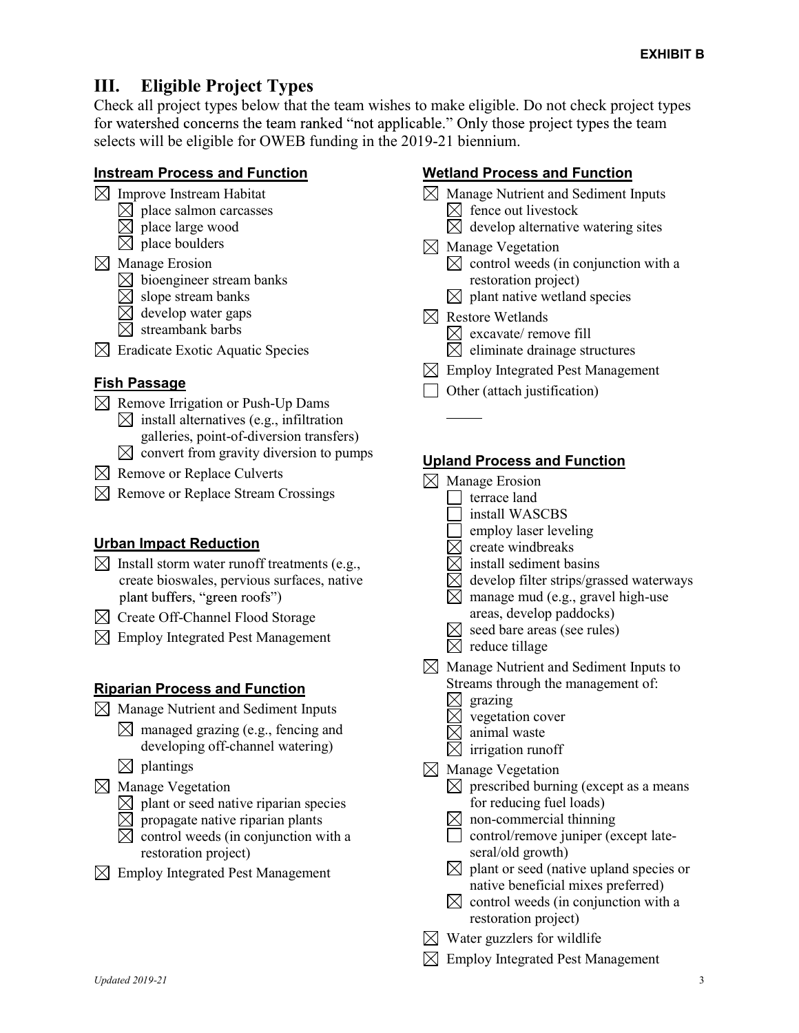**EXHIBIT B**

## III. Eligible Project Types

Check all project types below that the team wishes to make eligible. Do not check project types for watershed concerns the team ranked "not applicable." Only those project types the team selects will be eligible for OWEB funding in the 2019-21 biennium.

### Instream Process and Function

- ☒ Improve Instream Habitat
  - ☒ place salmon carcasses
  - ☒ place large wood
  - ☒ place boulders
- ☒ Manage Erosion
  - ☒ bioengineer stream banks
  - ☒ slope stream banks
  - ☒ develop water gaps
  - ☒ streambank barbs
- ☒ Eradicate Exotic Aquatic Species

### Fish Passage

- ☒ Remove Irrigation or Push-Up Dams
  - ☒ install alternatives (e.g., infiltration galleries, point-of-diversion transfers)
  - ☒ convert from gravity diversion to pumps
- ☒ Remove or Replace Culverts
- ☒ Remove or Replace Stream Crossings

### Urban Impact Reduction

- ☒ Install storm water runoff treatments (e.g., create bioswales, pervious surfaces, native plant buffers, "green roofs")
- ☒ Create Off-Channel Flood Storage
- ☒ Employ Integrated Pest Management

### Riparian Process and Function

- ☒ Manage Nutrient and Sediment Inputs
  - ☒ managed grazing (e.g., fencing and developing off-channel watering)
  - ☒ plantings
- ☒ Manage Vegetation
  - ☒ plant or seed native riparian species
  - ☒ propagate native riparian plants
  - ☒ control weeds (in conjunction with a restoration project)
- ☒ Employ Integrated Pest Management

### Wetland Process and Function

- ☒ Manage Nutrient and Sediment Inputs
  - ☒ fence out livestock
  - ☒ develop alternative watering sites
- ☒ Manage Vegetation
  - ☒ control weeds (in conjunction with a restoration project)
  - ☒ plant native wetland species
- ☒ Restore Wetlands
  - ☒ excavate/ remove fill
  - ☒ eliminate drainage structures
- ☒ Employ Integrated Pest Management
- ☐ Other (attach justification)

### Upland Process and Function

- ☒ Manage Erosion
  - ☐ terrace land
  - ☐ install WASCBS
  - ☐ employ laser leveling
  - ☒ create windbreaks
  - ☒ install sediment basins
  - ☒ develop filter strips/grassed waterways
  - ☒ manage mud (e.g., gravel high-use areas, develop paddocks)
  - ☒ seed bare areas (see rules)
  - ☒ reduce tillage
- ☒ Manage Nutrient and Sediment Inputs to Streams through the management of:
  - ☒ grazing
  - ☒ vegetation cover
  - ☒ animal waste
  - ☒ irrigation runoff
- ☒ Manage Vegetation
  - ☒ prescribed burning (except as a means for reducing fuel loads)
  - ☒ non-commercial thinning
  - ☐ control/remove juniper (except late-seral/old growth)
  - ☒ plant or seed (native upland species or native beneficial mixes preferred)
  - ☒ control weeds (in conjunction with a restoration project)
- ☒ Water guzzlers for wildlife
- ☒ Employ Integrated Pest Management

*Updated 2019-21*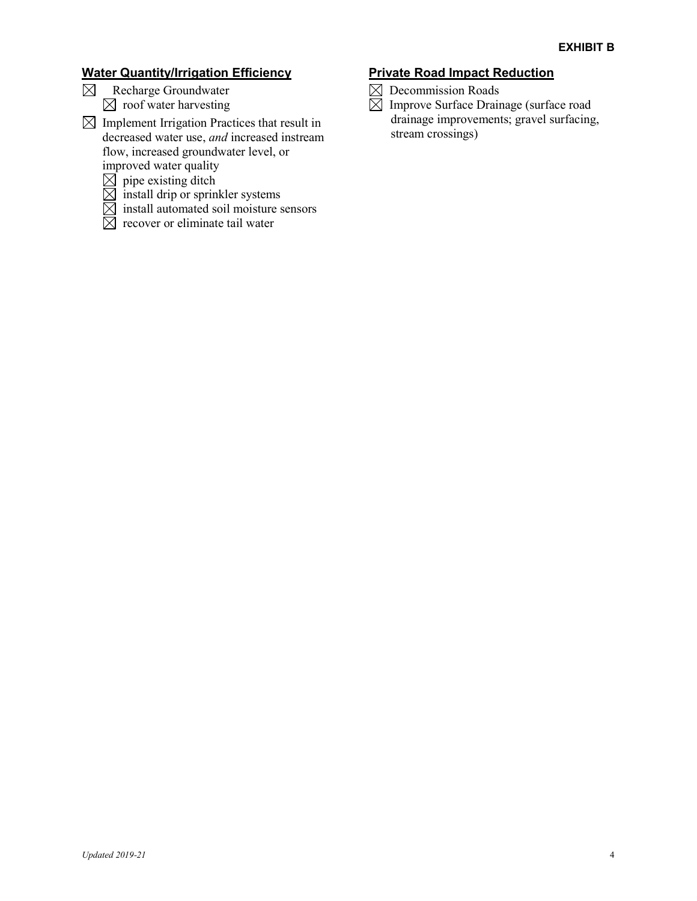**EXHIBIT B**

## Water Quantity/Irrigation Efficiency

- ☒ Recharge Groundwater
  - ☒ roof water harvesting
- ☒ Implement Irrigation Practices that result in decreased water use, *and* increased instream flow, increased groundwater level, or improved water quality
  - ☒ pipe existing ditch
  - ☒ install drip or sprinkler systems
  - ☒ install automated soil moisture sensors
  - ☒ recover or eliminate tail water

## Private Road Impact Reduction

- ☒ Decommission Roads
- ☒ Improve Surface Drainage (surface road drainage improvements; gravel surfacing, stream crossings)

*Updated 2019-21*